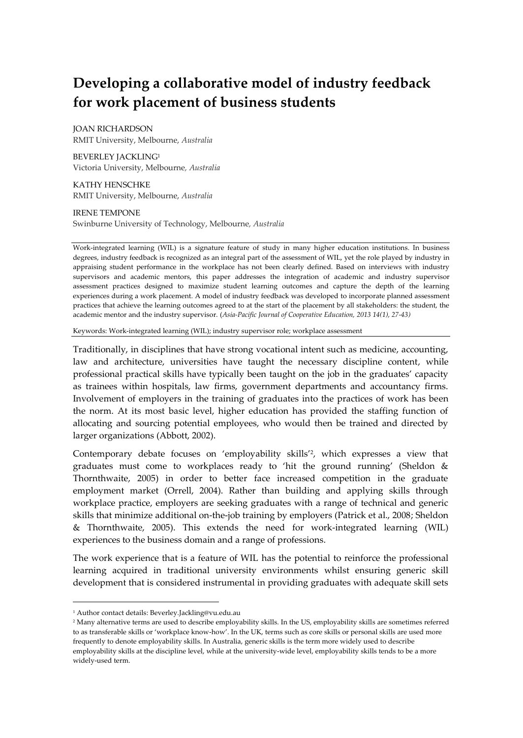# Developing a collaborative model of industry feedback for work placement of business students

JOAN RICHARDSON
RMIT University, Melbourne, *Australia*

BEVERLEY JACKLING[1]
Victoria University, Melbourne, *Australia*

KATHY HENSCHKE
RMIT University, Melbourne, *Australia*

IRENE TEMPONE
Swinburne University of Technology, Melbourne, *Australia*

Work-integrated learning (WIL) is a signature feature of study in many higher education institutions. In business degrees, industry feedback is recognized as an integral part of the assessment of WIL, yet the role played by industry in appraising student performance in the workplace has not been clearly defined. Based on interviews with industry supervisors and academic mentors, this paper addresses the integration of academic and industry supervisor assessment practices designed to maximize student learning outcomes and capture the depth of the learning experiences during a work placement. A model of industry feedback was developed to incorporate planned assessment practices that achieve the learning outcomes agreed to at the start of the placement by all stakeholders: the student, the academic mentor and the industry supervisor. (*Asia-Pacific Journal of Cooperative Education, 2013 14(1), 27-43)*

Keywords: Work-integrated learning (WIL); industry supervisor role; workplace assessment

Traditionally, in disciplines that have strong vocational intent such as medicine, accounting, law and architecture, universities have taught the necessary discipline content, while professional practical skills have typically been taught on the job in the graduates' capacity as trainees within hospitals, law firms, government departments and accountancy firms. Involvement of employers in the training of graduates into the practices of work has been the norm. At its most basic level, higher education has provided the staffing function of allocating and sourcing potential employees, who would then be trained and directed by larger organizations (Abbott, 2002).

Contemporary debate focuses on 'employability skills'[2], which expresses a view that graduates must come to workplaces ready to 'hit the ground running' (Sheldon & Thornthwaite, 2005) in order to better face increased competition in the graduate employment market (Orrell, 2004). Rather than building and applying skills through workplace practice, employers are seeking graduates with a range of technical and generic skills that minimize additional on-the-job training by employers (Patrick et al., 2008; Sheldon & Thornthwaite, 2005). This extends the need for work-integrated learning (WIL) experiences to the business domain and a range of professions.

The work experience that is a feature of WIL has the potential to reinforce the professional learning acquired in traditional university environments whilst ensuring generic skill development that is considered instrumental in providing graduates with adequate skill sets

[1] Author contact details: Beverley.Jackling@vu.edu.au

[2] Many alternative terms are used to describe employability skills. In the US, employability skills are sometimes referred to as transferable skills or 'workplace know-how'. In the UK, terms such as core skills or personal skills are used more frequently to denote employability skills. In Australia, generic skills is the term more widely used to describe employability skills at the discipline level, while at the university-wide level, employability skills tends to be a more widely-used term.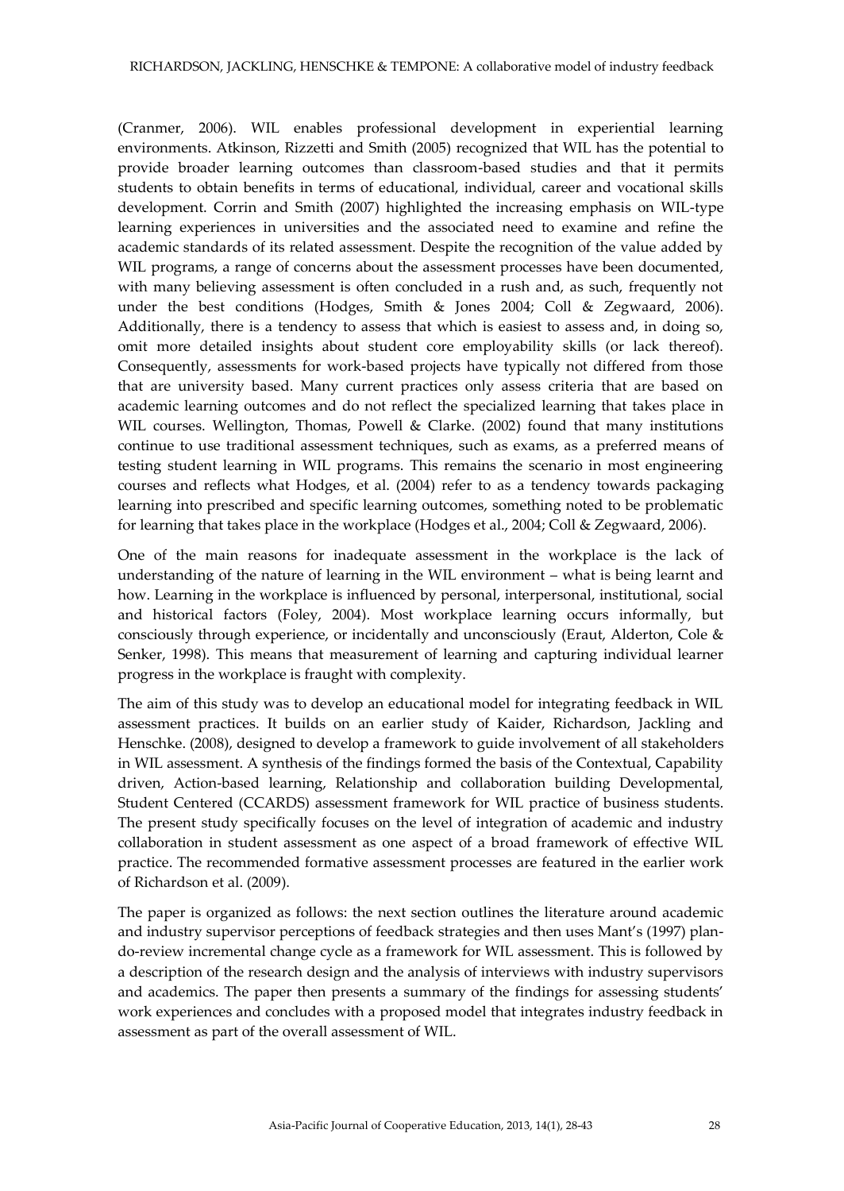(Cranmer, 2006). WIL enables professional development in experiential learning environments. Atkinson, Rizzetti and Smith (2005) recognized that WIL has the potential to provide broader learning outcomes than classroom-based studies and that it permits students to obtain benefits in terms of educational, individual, career and vocational skills development. Corrin and Smith (2007) highlighted the increasing emphasis on WIL-type learning experiences in universities and the associated need to examine and refine the academic standards of its related assessment. Despite the recognition of the value added by WIL programs, a range of concerns about the assessment processes have been documented, with many believing assessment is often concluded in a rush and, as such, frequently not under the best conditions (Hodges, Smith & Jones 2004; Coll & Zegwaard, 2006). Additionally, there is a tendency to assess that which is easiest to assess and, in doing so, omit more detailed insights about student core employability skills (or lack thereof). Consequently, assessments for work-based projects have typically not differed from those that are university based. Many current practices only assess criteria that are based on academic learning outcomes and do not reflect the specialized learning that takes place in WIL courses. Wellington, Thomas, Powell & Clarke. (2002) found that many institutions continue to use traditional assessment techniques, such as exams, as a preferred means of testing student learning in WIL programs. This remains the scenario in most engineering courses and reflects what Hodges, et al. (2004) refer to as a tendency towards packaging learning into prescribed and specific learning outcomes, something noted to be problematic for learning that takes place in the workplace (Hodges et al., 2004; Coll & Zegwaard, 2006).

One of the main reasons for inadequate assessment in the workplace is the lack of understanding of the nature of learning in the WIL environment – what is being learnt and how. Learning in the workplace is influenced by personal, interpersonal, institutional, social and historical factors (Foley, 2004). Most workplace learning occurs informally, but consciously through experience, or incidentally and unconsciously (Eraut, Alderton, Cole & Senker, 1998). This means that measurement of learning and capturing individual learner progress in the workplace is fraught with complexity.

The aim of this study was to develop an educational model for integrating feedback in WIL assessment practices. It builds on an earlier study of Kaider, Richardson, Jackling and Henschke. (2008), designed to develop a framework to guide involvement of all stakeholders in WIL assessment. A synthesis of the findings formed the basis of the Contextual, Capability driven, Action-based learning, Relationship and collaboration building Developmental, Student Centered (CCARDS) assessment framework for WIL practice of business students. The present study specifically focuses on the level of integration of academic and industry collaboration in student assessment as one aspect of a broad framework of effective WIL practice. The recommended formative assessment processes are featured in the earlier work of Richardson et al. (2009).

The paper is organized as follows: the next section outlines the literature around academic and industry supervisor perceptions of feedback strategies and then uses Mant's (1997) plan-do-review incremental change cycle as a framework for WIL assessment. This is followed by a description of the research design and the analysis of interviews with industry supervisors and academics. The paper then presents a summary of the findings for assessing students' work experiences and concludes with a proposed model that integrates industry feedback in assessment as part of the overall assessment of WIL.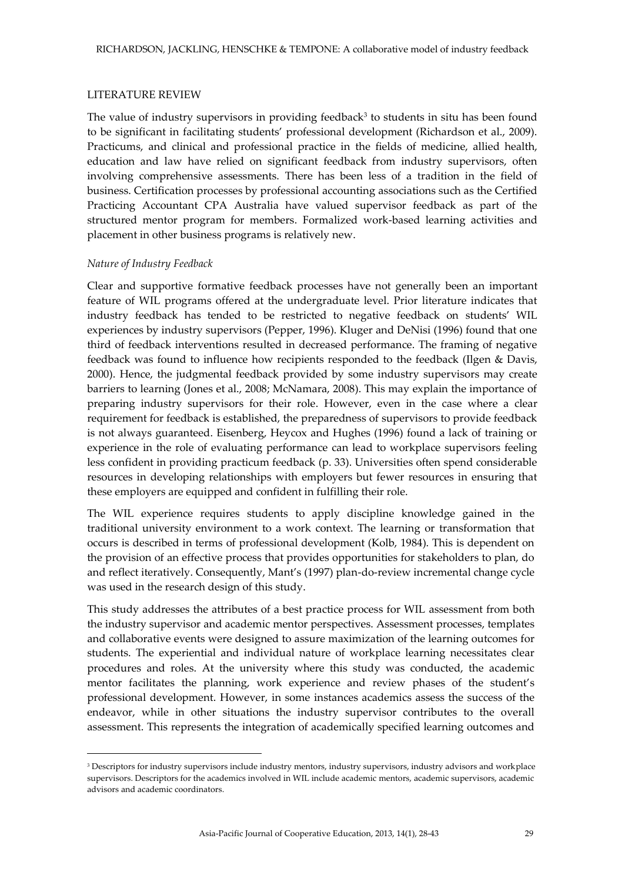## LITERATURE REVIEW

The value of industry supervisors in providing feedback[3] to students in situ has been found to be significant in facilitating students' professional development (Richardson et al., 2009). Practicums, and clinical and professional practice in the fields of medicine, allied health, education and law have relied on significant feedback from industry supervisors, often involving comprehensive assessments. There has been less of a tradition in the field of business. Certification processes by professional accounting associations such as the Certified Practicing Accountant CPA Australia have valued supervisor feedback as part of the structured mentor program for members. Formalized work-based learning activities and placement in other business programs is relatively new.

### *Nature of Industry Feedback*

Clear and supportive formative feedback processes have not generally been an important feature of WIL programs offered at the undergraduate level. Prior literature indicates that industry feedback has tended to be restricted to negative feedback on students' WIL experiences by industry supervisors (Pepper, 1996). Kluger and DeNisi (1996) found that one third of feedback interventions resulted in decreased performance. The framing of negative feedback was found to influence how recipients responded to the feedback (Ilgen & Davis, 2000). Hence, the judgmental feedback provided by some industry supervisors may create barriers to learning (Jones et al., 2008; McNamara, 2008). This may explain the importance of preparing industry supervisors for their role. However, even in the case where a clear requirement for feedback is established, the preparedness of supervisors to provide feedback is not always guaranteed. Eisenberg, Heycox and Hughes (1996) found a lack of training or experience in the role of evaluating performance can lead to workplace supervisors feeling less confident in providing practicum feedback (p. 33). Universities often spend considerable resources in developing relationships with employers but fewer resources in ensuring that these employers are equipped and confident in fulfilling their role.

The WIL experience requires students to apply discipline knowledge gained in the traditional university environment to a work context. The learning or transformation that occurs is described in terms of professional development (Kolb, 1984). This is dependent on the provision of an effective process that provides opportunities for stakeholders to plan, do and reflect iteratively. Consequently, Mant's (1997) plan-do-review incremental change cycle was used in the research design of this study.

This study addresses the attributes of a best practice process for WIL assessment from both the industry supervisor and academic mentor perspectives. Assessment processes, templates and collaborative events were designed to assure maximization of the learning outcomes for students. The experiential and individual nature of workplace learning necessitates clear procedures and roles. At the university where this study was conducted, the academic mentor facilitates the planning, work experience and review phases of the student's professional development. However, in some instances academics assess the success of the endeavor, while in other situations the industry supervisor contributes to the overall assessment. This represents the integration of academically specified learning outcomes and

[3] Descriptors for industry supervisors include industry mentors, industry supervisors, industry advisors and workplace supervisors. Descriptors for the academics involved in WIL include academic mentors, academic supervisors, academic advisors and academic coordinators.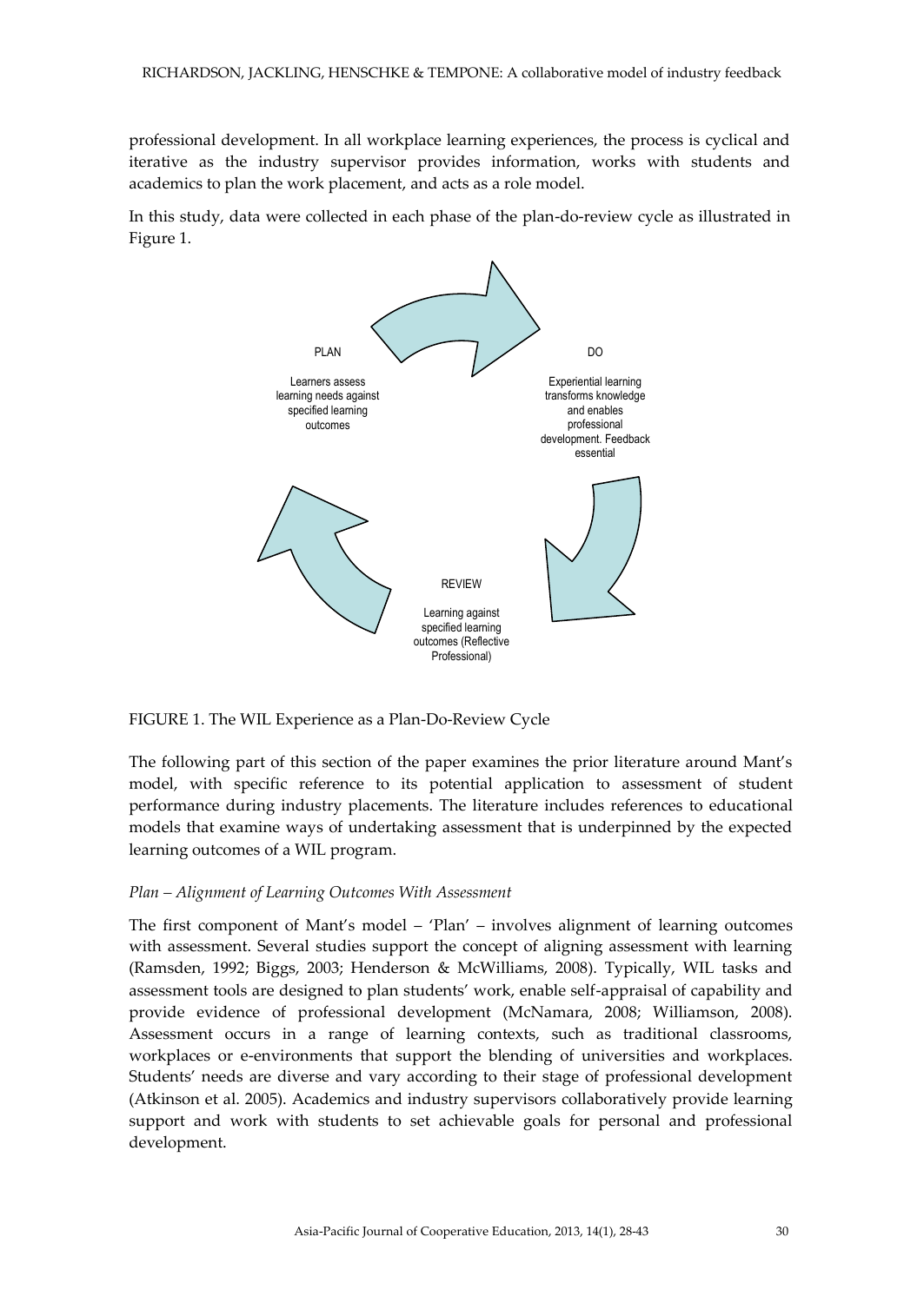professional development. In all workplace learning experiences, the process is cyclical and iterative as the industry supervisor provides information, works with students and academics to plan the work placement, and acts as a role model.

In this study, data were collected in each phase of the plan-do-review cycle as illustrated in Figure 1.

PLAN

Learners assess learning needs against specified learning outcomes

DO

Experiential learning transforms knowledge and enables professional development. Feedback essential

REVIEW

Learning against specified learning outcomes (Reflective Professional)

FIGURE 1. The WIL Experience as a Plan-Do-Review Cycle

The following part of this section of the paper examines the prior literature around Mant's model, with specific reference to its potential application to assessment of student performance during industry placements. The literature includes references to educational models that examine ways of undertaking assessment that is underpinned by the expected learning outcomes of a WIL program.

*Plan – Alignment of Learning Outcomes With Assessment*

The first component of Mant's model – 'Plan' – involves alignment of learning outcomes with assessment. Several studies support the concept of aligning assessment with learning (Ramsden, 1992; Biggs, 2003; Henderson & McWilliams, 2008). Typically, WIL tasks and assessment tools are designed to plan students' work, enable self-appraisal of capability and provide evidence of professional development (McNamara, 2008; Williamson, 2008). Assessment occurs in a range of learning contexts, such as traditional classrooms, workplaces or e-environments that support the blending of universities and workplaces. Students' needs are diverse and vary according to their stage of professional development (Atkinson et al. 2005). Academics and industry supervisors collaboratively provide learning support and work with students to set achievable goals for personal and professional development.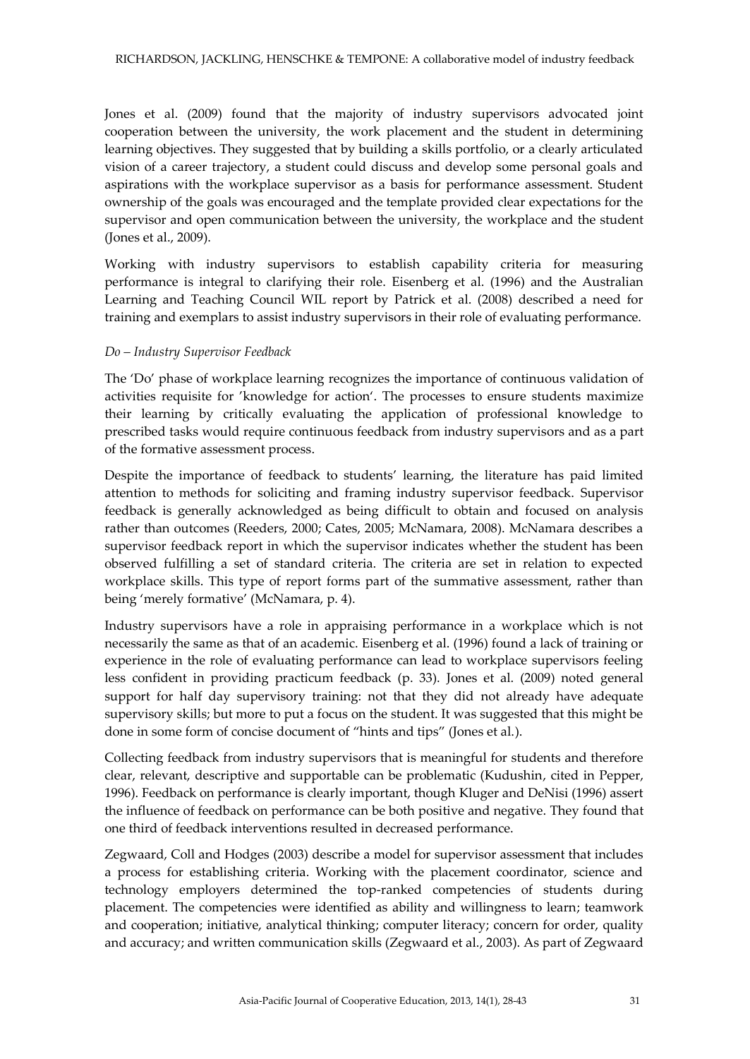Jones et al. (2009) found that the majority of industry supervisors advocated joint cooperation between the university, the work placement and the student in determining learning objectives. They suggested that by building a skills portfolio, or a clearly articulated vision of a career trajectory, a student could discuss and develop some personal goals and aspirations with the workplace supervisor as a basis for performance assessment. Student ownership of the goals was encouraged and the template provided clear expectations for the supervisor and open communication between the university, the workplace and the student (Jones et al., 2009).

Working with industry supervisors to establish capability criteria for measuring performance is integral to clarifying their role. Eisenberg et al. (1996) and the Australian Learning and Teaching Council WIL report by Patrick et al. (2008) described a need for training and exemplars to assist industry supervisors in their role of evaluating performance.

*Do – Industry Supervisor Feedback*

The 'Do' phase of workplace learning recognizes the importance of continuous validation of activities requisite for 'knowledge for action'. The processes to ensure students maximize their learning by critically evaluating the application of professional knowledge to prescribed tasks would require continuous feedback from industry supervisors and as a part of the formative assessment process.

Despite the importance of feedback to students' learning, the literature has paid limited attention to methods for soliciting and framing industry supervisor feedback. Supervisor feedback is generally acknowledged as being difficult to obtain and focused on analysis rather than outcomes (Reeders, 2000; Cates, 2005; McNamara, 2008). McNamara describes a supervisor feedback report in which the supervisor indicates whether the student has been observed fulfilling a set of standard criteria. The criteria are set in relation to expected workplace skills. This type of report forms part of the summative assessment, rather than being 'merely formative' (McNamara, p. 4).

Industry supervisors have a role in appraising performance in a workplace which is not necessarily the same as that of an academic. Eisenberg et al. (1996) found a lack of training or experience in the role of evaluating performance can lead to workplace supervisors feeling less confident in providing practicum feedback (p. 33). Jones et al. (2009) noted general support for half day supervisory training: not that they did not already have adequate supervisory skills; but more to put a focus on the student. It was suggested that this might be done in some form of concise document of "hints and tips" (Jones et al.).

Collecting feedback from industry supervisors that is meaningful for students and therefore clear, relevant, descriptive and supportable can be problematic (Kudushin, cited in Pepper, 1996). Feedback on performance is clearly important, though Kluger and DeNisi (1996) assert the influence of feedback on performance can be both positive and negative. They found that one third of feedback interventions resulted in decreased performance.

Zegwaard, Coll and Hodges (2003) describe a model for supervisor assessment that includes a process for establishing criteria. Working with the placement coordinator, science and technology employers determined the top-ranked competencies of students during placement. The competencies were identified as ability and willingness to learn; teamwork and cooperation; initiative, analytical thinking; computer literacy; concern for order, quality and accuracy; and written communication skills (Zegwaard et al., 2003). As part of Zegwaard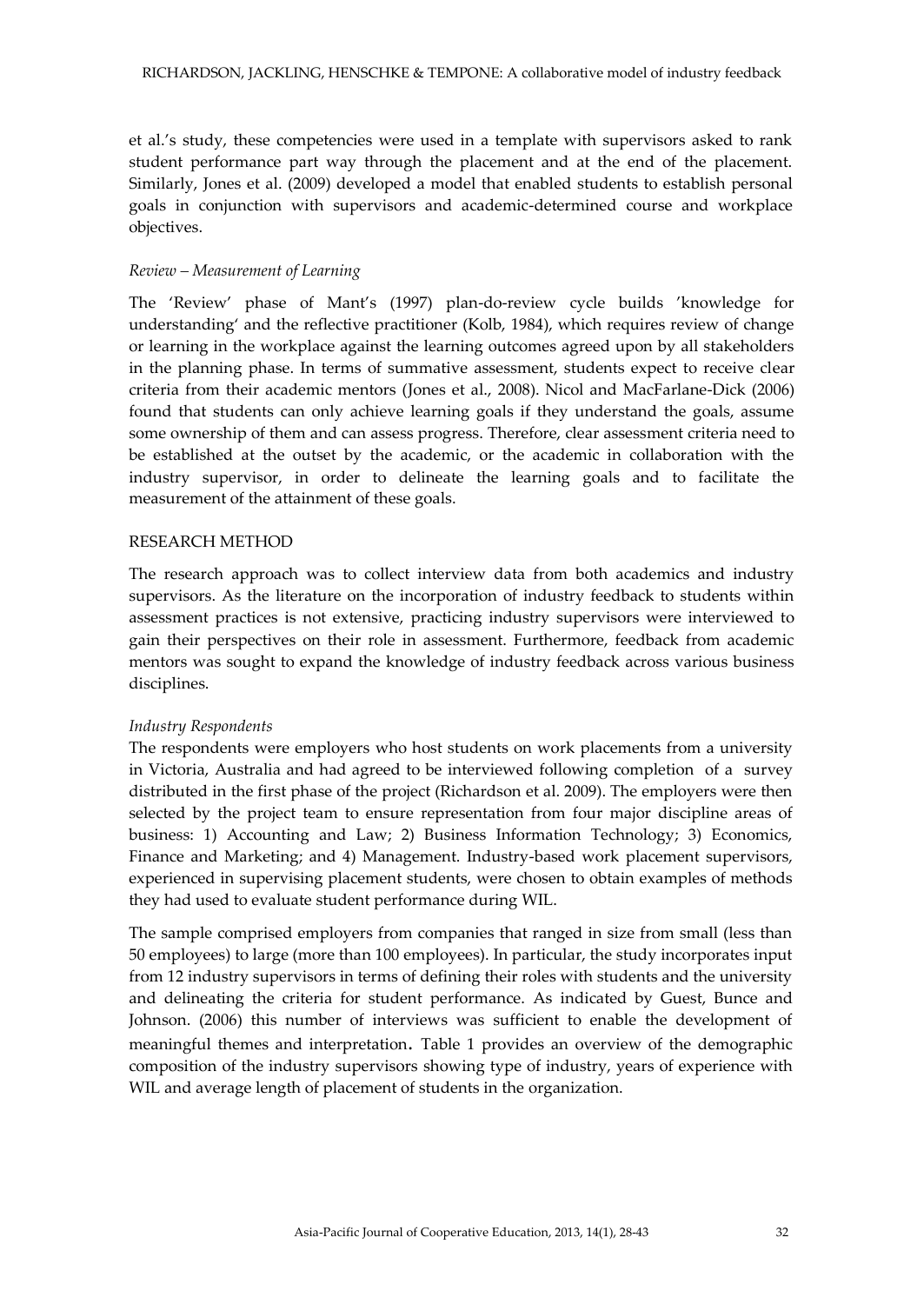et al.'s study, these competencies were used in a template with supervisors asked to rank student performance part way through the placement and at the end of the placement. Similarly, Jones et al. (2009) developed a model that enabled students to establish personal goals in conjunction with supervisors and academic-determined course and workplace objectives.

### *Review – Measurement of Learning*

The 'Review' phase of Mant's (1997) plan-do-review cycle builds 'knowledge for understanding' and the reflective practitioner (Kolb, 1984), which requires review of change or learning in the workplace against the learning outcomes agreed upon by all stakeholders in the planning phase. In terms of summative assessment, students expect to receive clear criteria from their academic mentors (Jones et al., 2008). Nicol and MacFarlane-Dick (2006) found that students can only achieve learning goals if they understand the goals, assume some ownership of them and can assess progress. Therefore, clear assessment criteria need to be established at the outset by the academic, or the academic in collaboration with the industry supervisor, in order to delineate the learning goals and to facilitate the measurement of the attainment of these goals.

## RESEARCH METHOD

The research approach was to collect interview data from both academics and industry supervisors. As the literature on the incorporation of industry feedback to students within assessment practices is not extensive, practicing industry supervisors were interviewed to gain their perspectives on their role in assessment. Furthermore, feedback from academic mentors was sought to expand the knowledge of industry feedback across various business disciplines.

### *Industry Respondents*

The respondents were employers who host students on work placements from a university in Victoria, Australia and had agreed to be interviewed following completion of a survey distributed in the first phase of the project (Richardson et al. 2009). The employers were then selected by the project team to ensure representation from four major discipline areas of business: 1) Accounting and Law; 2) Business Information Technology; 3) Economics, Finance and Marketing; and 4) Management. Industry-based work placement supervisors, experienced in supervising placement students, were chosen to obtain examples of methods they had used to evaluate student performance during WIL.

The sample comprised employers from companies that ranged in size from small (less than 50 employees) to large (more than 100 employees). In particular, the study incorporates input from 12 industry supervisors in terms of defining their roles with students and the university and delineating the criteria for student performance. As indicated by Guest, Bunce and Johnson. (2006) this number of interviews was sufficient to enable the development of meaningful themes and interpretation. Table 1 provides an overview of the demographic composition of the industry supervisors showing type of industry, years of experience with WIL and average length of placement of students in the organization.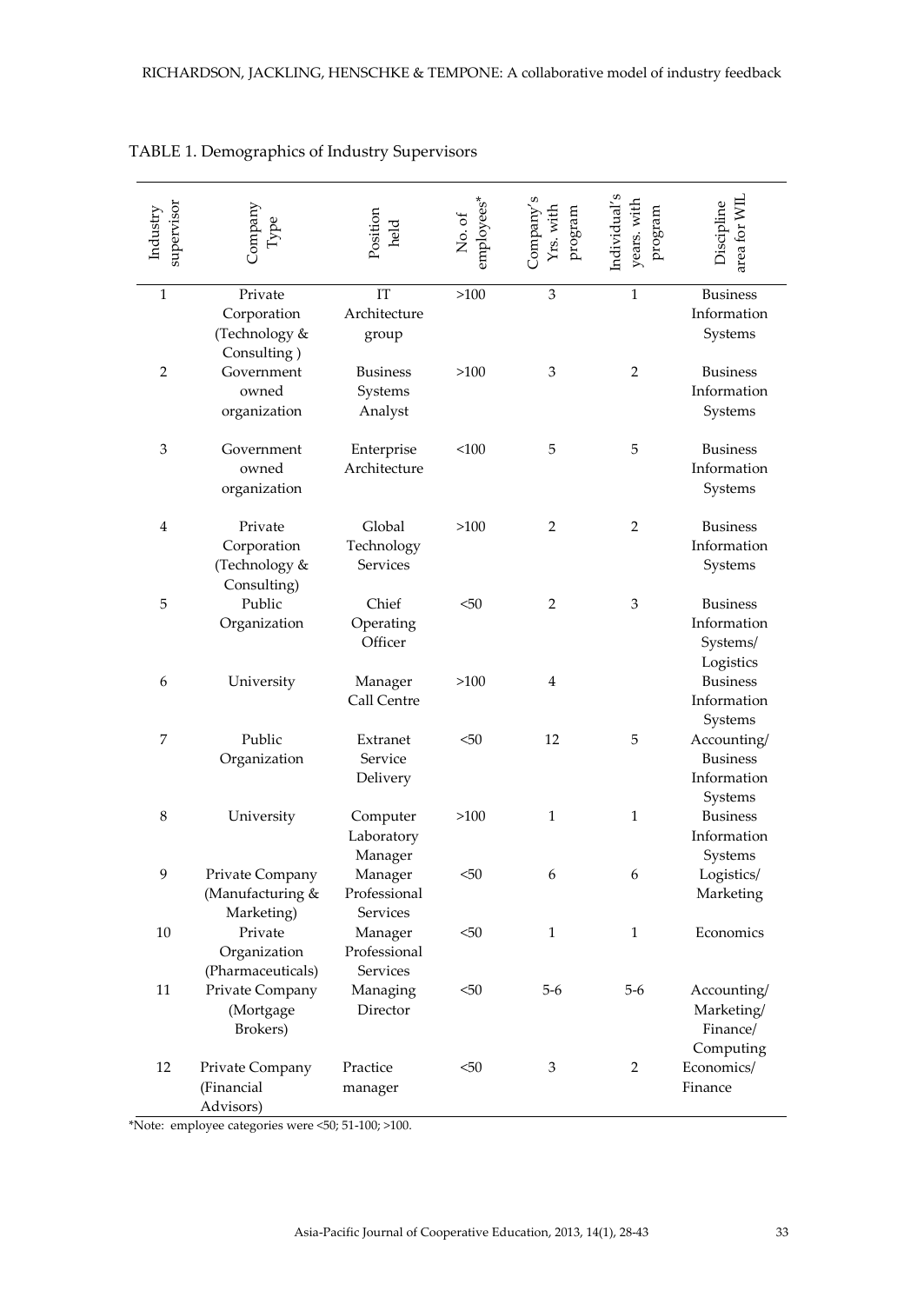TABLE 1. Demographics of Industry Supervisors

| Industry supervisor | Company Type | Position held | No. of employees* | Company's Yrs. with program | Individual's years. with program | Discipline area for WIL |
|---|---|---|---|---|---|---|
| 1 | Private Corporation (Technology & Consulting ) | IT Architecture group | >100 | 3 | 1 | Business Information Systems |
| 2 | Government owned organization | Business Systems Analyst | >100 | 3 | 2 | Business Information Systems |
| 3 | Government owned organization | Enterprise Architecture | <100 | 5 | 5 | Business Information Systems |
| 4 | Private Corporation (Technology & Consulting) | Global Technology Services | >100 | 2 | 2 | Business Information Systems |
| 5 | Public Organization | Chief Operating Officer | <50 | 2 | 3 | Business Information Systems/ Logistics |
| 6 | University | Manager Call Centre | >100 | 4 | | Business Information Systems |
| 7 | Public Organization | Extranet Service Delivery | <50 | 12 | 5 | Accounting/ Business Information Systems |
| 8 | University | Computer Laboratory Manager | >100 | 1 | 1 | Business Information Systems |
| 9 | Private Company (Manufacturing & Marketing) | Manager Professional Services | <50 | 6 | 6 | Logistics/ Marketing |
| 10 | Private Organization (Pharmaceuticals) | Manager Professional Services | <50 | 1 | 1 | Economics |
| 11 | Private Company (Mortgage Brokers) | Managing Director | <50 | 5-6 | 5-6 | Accounting/ Marketing/ Finance/ Computing |
| 12 | Private Company (Financial Advisors) | Practice manager | <50 | 3 | 2 | Economics/ Finance |

*Note: employee categories were <50; 51-100; >100.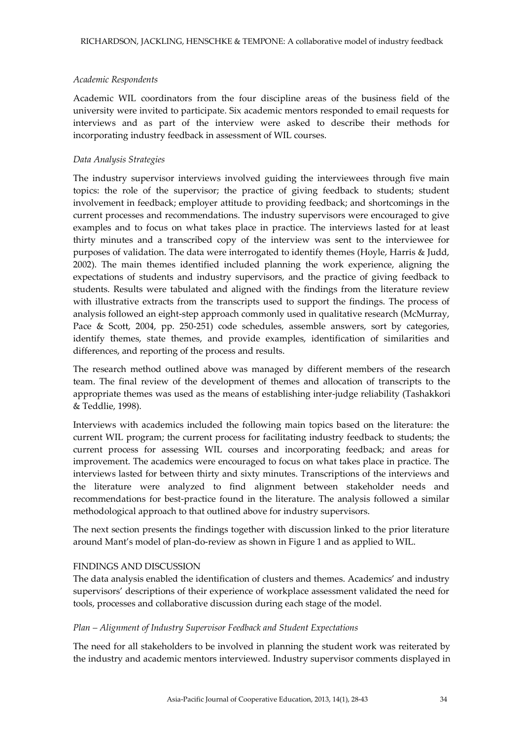*Academic Respondents*

Academic WIL coordinators from the four discipline areas of the business field of the university were invited to participate. Six academic mentors responded to email requests for interviews and as part of the interview were asked to describe their methods for incorporating industry feedback in assessment of WIL courses.

*Data Analysis Strategies*

The industry supervisor interviews involved guiding the interviewees through five main topics: the role of the supervisor; the practice of giving feedback to students; student involvement in feedback; employer attitude to providing feedback; and shortcomings in the current processes and recommendations. The industry supervisors were encouraged to give examples and to focus on what takes place in practice. The interviews lasted for at least thirty minutes and a transcribed copy of the interview was sent to the interviewee for purposes of validation. The data were interrogated to identify themes (Hoyle, Harris & Judd, 2002). The main themes identified included planning the work experience, aligning the expectations of students and industry supervisors, and the practice of giving feedback to students. Results were tabulated and aligned with the findings from the literature review with illustrative extracts from the transcripts used to support the findings. The process of analysis followed an eight-step approach commonly used in qualitative research (McMurray, Pace & Scott, 2004, pp. 250-251) code schedules, assemble answers, sort by categories, identify themes, state themes, and provide examples, identification of similarities and differences, and reporting of the process and results.

The research method outlined above was managed by different members of the research team. The final review of the development of themes and allocation of transcripts to the appropriate themes was used as the means of establishing inter-judge reliability (Tashakkori & Teddlie, 1998).

Interviews with academics included the following main topics based on the literature: the current WIL program; the current process for facilitating industry feedback to students; the current process for assessing WIL courses and incorporating feedback; and areas for improvement. The academics were encouraged to focus on what takes place in practice. The interviews lasted for between thirty and sixty minutes. Transcriptions of the interviews and the literature were analyzed to find alignment between stakeholder needs and recommendations for best-practice found in the literature. The analysis followed a similar methodological approach to that outlined above for industry supervisors.

The next section presents the findings together with discussion linked to the prior literature around Mant's model of plan-do-review as shown in Figure 1 and as applied to WIL.

## FINDINGS AND DISCUSSION

The data analysis enabled the identification of clusters and themes. Academics' and industry supervisors' descriptions of their experience of workplace assessment validated the need for tools, processes and collaborative discussion during each stage of the model.

*Plan – Alignment of Industry Supervisor Feedback and Student Expectations*

The need for all stakeholders to be involved in planning the student work was reiterated by the industry and academic mentors interviewed. Industry supervisor comments displayed in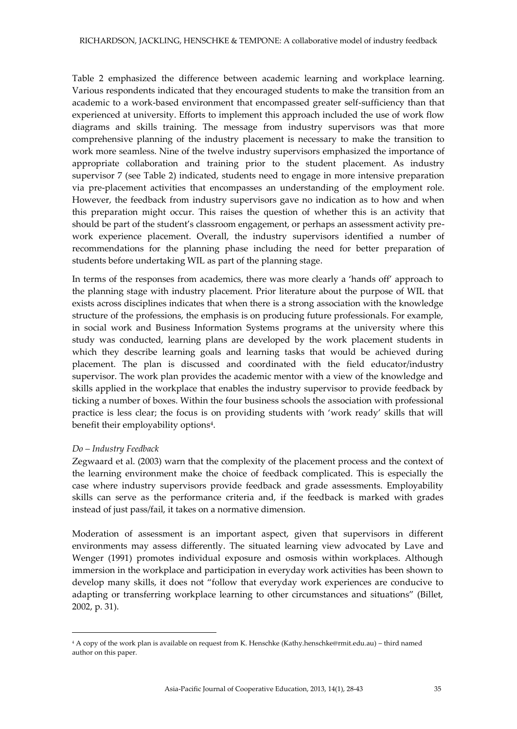Table 2 emphasized the difference between academic learning and workplace learning. Various respondents indicated that they encouraged students to make the transition from an academic to a work-based environment that encompassed greater self-sufficiency than that experienced at university. Efforts to implement this approach included the use of work flow diagrams and skills training. The message from industry supervisors was that more comprehensive planning of the industry placement is necessary to make the transition to work more seamless. Nine of the twelve industry supervisors emphasized the importance of appropriate collaboration and training prior to the student placement. As industry supervisor 7 (see Table 2) indicated, students need to engage in more intensive preparation via pre-placement activities that encompasses an understanding of the employment role. However, the feedback from industry supervisors gave no indication as to how and when this preparation might occur. This raises the question of whether this is an activity that should be part of the student's classroom engagement, or perhaps an assessment activity pre-work experience placement. Overall, the industry supervisors identified a number of recommendations for the planning phase including the need for better preparation of students before undertaking WIL as part of the planning stage.

In terms of the responses from academics, there was more clearly a 'hands off' approach to the planning stage with industry placement. Prior literature about the purpose of WIL that exists across disciplines indicates that when there is a strong association with the knowledge structure of the professions, the emphasis is on producing future professionals. For example, in social work and Business Information Systems programs at the university where this study was conducted, learning plans are developed by the work placement students in which they describe learning goals and learning tasks that would be achieved during placement. The plan is discussed and coordinated with the field educator/industry supervisor. The work plan provides the academic mentor with a view of the knowledge and skills applied in the workplace that enables the industry supervisor to provide feedback by ticking a number of boxes. Within the four business schools the association with professional practice is less clear; the focus is on providing students with 'work ready' skills that will benefit their employability options[4].

*Do – Industry Feedback*

Zegwaard et al. (2003) warn that the complexity of the placement process and the context of the learning environment make the choice of feedback complicated. This is especially the case where industry supervisors provide feedback and grade assessments. Employability skills can serve as the performance criteria and, if the feedback is marked with grades instead of just pass/fail, it takes on a normative dimension.

Moderation of assessment is an important aspect, given that supervisors in different environments may assess differently. The situated learning view advocated by Lave and Wenger (1991) promotes individual exposure and osmosis within workplaces. Although immersion in the workplace and participation in everyday work activities has been shown to develop many skills, it does not "follow that everyday work experiences are conducive to adapting or transferring workplace learning to other circumstances and situations" (Billet, 2002, p. 31).

---

[4] A copy of the work plan is available on request from K. Henschke (Kathy.henschke@rmit.edu.au) – third named author on this paper.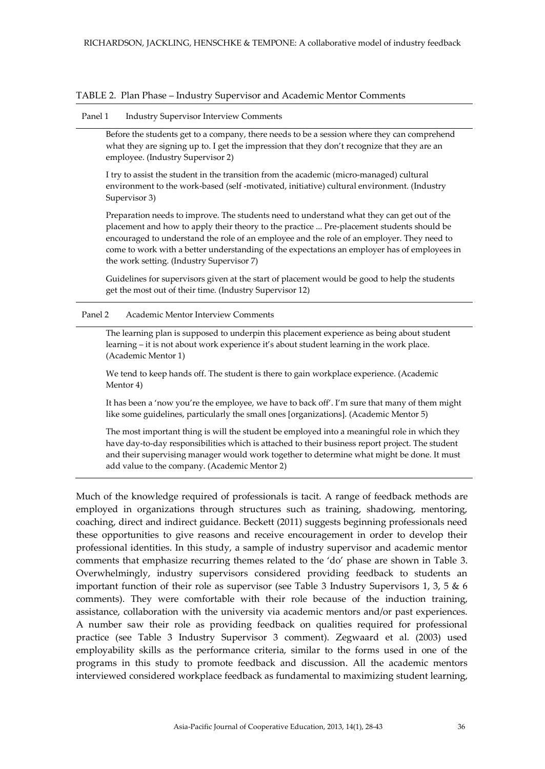TABLE 2. Plan Phase – Industry Supervisor and Academic Mentor Comments

| Panel 1 | Industry Supervisor Interview Comments |
|---|---|
| | Before the students get to a company, there needs to be a session where they can comprehend what they are signing up to. I get the impression that they don't recognize that they are an employee. (Industry Supervisor 2) |
| | I try to assist the student in the transition from the academic (micro-managed) cultural environment to the work-based (self -motivated, initiative) cultural environment. (Industry Supervisor 3) |
| | Preparation needs to improve. The students need to understand what they can get out of the placement and how to apply their theory to the practice ... Pre-placement students should be encouraged to understand the role of an employee and the role of an employer. They need to come to work with a better understanding of the expectations an employer has of employees in the work setting. (Industry Supervisor 7) |
| | Guidelines for supervisors given at the start of placement would be good to help the students get the most out of their time. (Industry Supervisor 12) |
| **Panel 2** | **Academic Mentor Interview Comments** |
| | The learning plan is supposed to underpin this placement experience as being about student learning – it is not about work experience it's about student learning in the work place. (Academic Mentor 1) |
| | We tend to keep hands off. The student is there to gain workplace experience. (Academic Mentor 4) |
| | It has been a 'now you're the employee, we have to back off'. I'm sure that many of them might like some guidelines, particularly the small ones [organizations]. (Academic Mentor 5) |
| | The most important thing is will the student be employed into a meaningful role in which they have day-to-day responsibilities which is attached to their business report project. The student and their supervising manager would work together to determine what might be done. It must add value to the company. (Academic Mentor 2) |

Much of the knowledge required of professionals is tacit. A range of feedback methods are employed in organizations through structures such as training, shadowing, mentoring, coaching, direct and indirect guidance. Beckett (2011) suggests beginning professionals need these opportunities to give reasons and receive encouragement in order to develop their professional identities. In this study, a sample of industry supervisor and academic mentor comments that emphasize recurring themes related to the 'do' phase are shown in Table 3. Overwhelmingly, industry supervisors considered providing feedback to students an important function of their role as supervisor (see Table 3 Industry Supervisors 1, 3, 5 & 6 comments). They were comfortable with their role because of the induction training, assistance, collaboration with the university via academic mentors and/or past experiences. A number saw their role as providing feedback on qualities required for professional practice (see Table 3 Industry Supervisor 3 comment). Zegwaard et al. (2003) used employability skills as the performance criteria, similar to the forms used in one of the programs in this study to promote feedback and discussion. All the academic mentors interviewed considered workplace feedback as fundamental to maximizing student learning,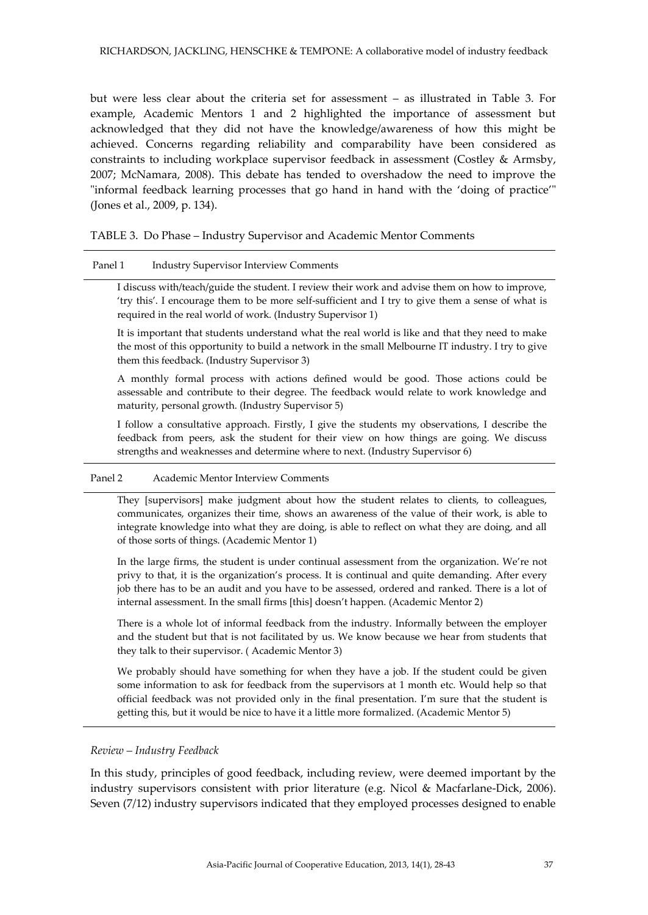but were less clear about the criteria set for assessment – as illustrated in Table 3. For example, Academic Mentors 1 and 2 highlighted the importance of assessment but acknowledged that they did not have the knowledge/awareness of how this might be achieved. Concerns regarding reliability and comparability have been considered as constraints to including workplace supervisor feedback in assessment (Costley & Armsby, 2007; McNamara, 2008). This debate has tended to overshadow the need to improve the "informal feedback learning processes that go hand in hand with the 'doing of practice'" (Jones et al., 2009, p. 134).

TABLE 3. Do Phase – Industry Supervisor and Academic Mentor Comments

| Panel 1 | Industry Supervisor Interview Comments |
|---|---|
| | I discuss with/teach/guide the student. I review their work and advise them on how to improve, 'try this'. I encourage them to be more self-sufficient and I try to give them a sense of what is required in the real world of work. (Industry Supervisor 1) |
| | It is important that students understand what the real world is like and that they need to make the most of this opportunity to build a network in the small Melbourne IT industry. I try to give them this feedback. (Industry Supervisor 3) |
| | A monthly formal process with actions defined would be good. Those actions could be assessable and contribute to their degree. The feedback would relate to work knowledge and maturity, personal growth. (Industry Supervisor 5) |
| | I follow a consultative approach. Firstly, I give the students my observations, I describe the feedback from peers, ask the student for their view on how things are going. We discuss strengths and weaknesses and determine where to next. (Industry Supervisor 6) |
| **Panel 2** | **Academic Mentor Interview Comments** |
| | They [supervisors] make judgment about how the student relates to clients, to colleagues, communicates, organizes their time, shows an awareness of the value of their work, is able to integrate knowledge into what they are doing, is able to reflect on what they are doing, and all of those sorts of things. (Academic Mentor 1) |
| | In the large firms, the student is under continual assessment from the organization. We're not privy to that, it is the organization's process. It is continual and quite demanding. After every job there has to be an audit and you have to be assessed, ordered and ranked. There is a lot of internal assessment. In the small firms [this] doesn't happen. (Academic Mentor 2) |
| | There is a whole lot of informal feedback from the industry. Informally between the employer and the student but that is not facilitated by us. We know because we hear from students that they talk to their supervisor. ( Academic Mentor 3) |
| | We probably should have something for when they have a job. If the student could be given some information to ask for feedback from the supervisors at 1 month etc. Would help so that official feedback was not provided only in the final presentation. I'm sure that the student is getting this, but it would be nice to have it a little more formalized. (Academic Mentor 5) |

*Review – Industry Feedback*

In this study, principles of good feedback, including review, were deemed important by the industry supervisors consistent with prior literature (e.g. Nicol & Macfarlane-Dick, 2006). Seven (7/12) industry supervisors indicated that they employed processes designed to enable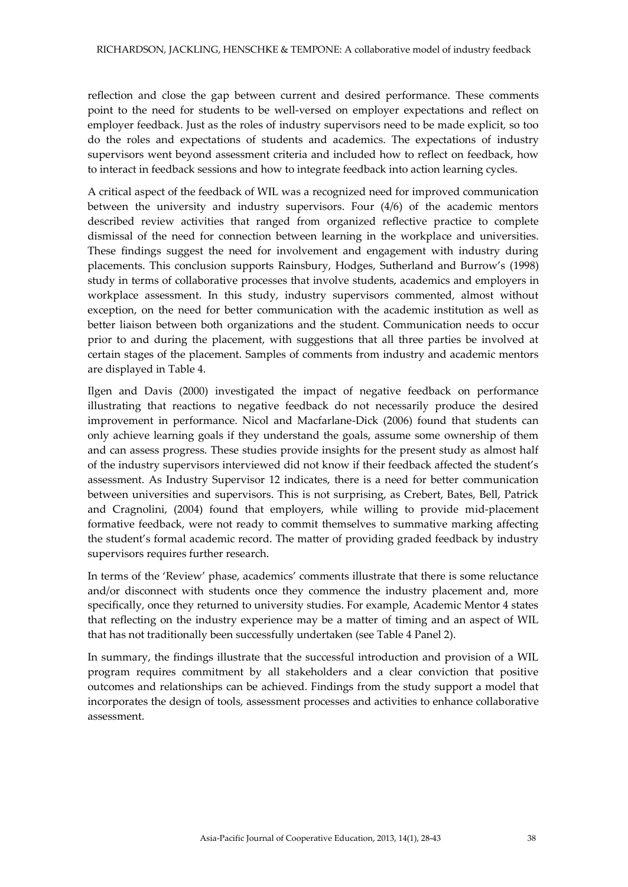reflection and close the gap between current and desired performance. These comments point to the need for students to be well-versed on employer expectations and reflect on employer feedback. Just as the roles of industry supervisors need to be made explicit, so too do the roles and expectations of students and academics. The expectations of industry supervisors went beyond assessment criteria and included how to reflect on feedback, how to interact in feedback sessions and how to integrate feedback into action learning cycles.

A critical aspect of the feedback of WIL was a recognized need for improved communication between the university and industry supervisors. Four (4/6) of the academic mentors described review activities that ranged from organized reflective practice to complete dismissal of the need for connection between learning in the workplace and universities. These findings suggest the need for involvement and engagement with industry during placements. This conclusion supports Rainsbury, Hodges, Sutherland and Burrow's (1998) study in terms of collaborative processes that involve students, academics and employers in workplace assessment. In this study, industry supervisors commented, almost without exception, on the need for better communication with the academic institution as well as better liaison between both organizations and the student. Communication needs to occur prior to and during the placement, with suggestions that all three parties be involved at certain stages of the placement. Samples of comments from industry and academic mentors are displayed in Table 4.

Ilgen and Davis (2000) investigated the impact of negative feedback on performance illustrating that reactions to negative feedback do not necessarily produce the desired improvement in performance. Nicol and Macfarlane-Dick (2006) found that students can only achieve learning goals if they understand the goals, assume some ownership of them and can assess progress. These studies provide insights for the present study as almost half of the industry supervisors interviewed did not know if their feedback affected the student's assessment. As Industry Supervisor 12 indicates, there is a need for better communication between universities and supervisors. This is not surprising, as Crebert, Bates, Bell, Patrick and Cragnolini, (2004) found that employers, while willing to provide mid-placement formative feedback, were not ready to commit themselves to summative marking affecting the student's formal academic record. The matter of providing graded feedback by industry supervisors requires further research.

In terms of the 'Review' phase, academics' comments illustrate that there is some reluctance and/or disconnect with students once they commence the industry placement and, more specifically, once they returned to university studies. For example, Academic Mentor 4 states that reflecting on the industry experience may be a matter of timing and an aspect of WIL that has not traditionally been successfully undertaken (see Table 4 Panel 2).

In summary, the findings illustrate that the successful introduction and provision of a WIL program requires commitment by all stakeholders and a clear conviction that positive outcomes and relationships can be achieved. Findings from the study support a model that incorporates the design of tools, assessment processes and activities to enhance collaborative assessment.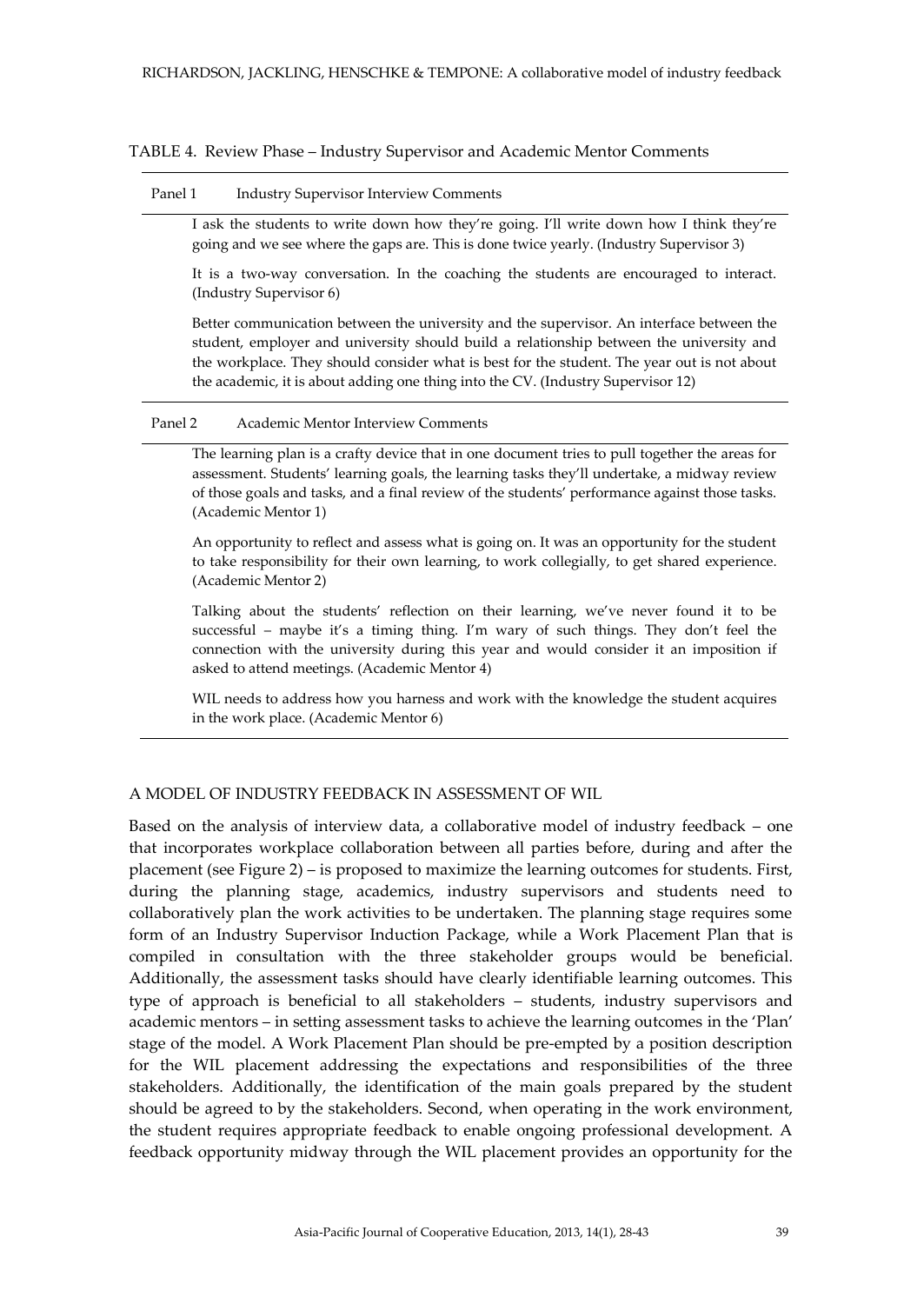TABLE 4. Review Phase – Industry Supervisor and Academic Mentor Comments

| Panel 1 | Industry Supervisor Interview Comments |
|---|---|
| | I ask the students to write down how they're going. I'll write down how I think they're going and we see where the gaps are. This is done twice yearly. (Industry Supervisor 3) |
| | It is a two-way conversation. In the coaching the students are encouraged to interact. (Industry Supervisor 6) |
| | Better communication between the university and the supervisor. An interface between the student, employer and university should build a relationship between the university and the workplace. They should consider what is best for the student. The year out is not about the academic, it is about adding one thing into the CV. (Industry Supervisor 12) |
| **Panel 2** | **Academic Mentor Interview Comments** |
| | The learning plan is a crafty device that in one document tries to pull together the areas for assessment. Students' learning goals, the learning tasks they'll undertake, a midway review of those goals and tasks, and a final review of the students' performance against those tasks. (Academic Mentor 1) |
| | An opportunity to reflect and assess what is going on. It was an opportunity for the student to take responsibility for their own learning, to work collegially, to get shared experience. (Academic Mentor 2) |
| | Talking about the students' reflection on their learning, we've never found it to be successful – maybe it's a timing thing. I'm wary of such things. They don't feel the connection with the university during this year and would consider it an imposition if asked to attend meetings. (Academic Mentor 4) |
| | WIL needs to address how you harness and work with the knowledge the student acquires in the work place. (Academic Mentor 6) |

## A MODEL OF INDUSTRY FEEDBACK IN ASSESSMENT OF WIL

Based on the analysis of interview data, a collaborative model of industry feedback – one that incorporates workplace collaboration between all parties before, during and after the placement (see Figure 2) – is proposed to maximize the learning outcomes for students. First, during the planning stage, academics, industry supervisors and students need to collaboratively plan the work activities to be undertaken. The planning stage requires some form of an Industry Supervisor Induction Package, while a Work Placement Plan that is compiled in consultation with the three stakeholder groups would be beneficial. Additionally, the assessment tasks should have clearly identifiable learning outcomes. This type of approach is beneficial to all stakeholders – students, industry supervisors and academic mentors – in setting assessment tasks to achieve the learning outcomes in the 'Plan' stage of the model. A Work Placement Plan should be pre-empted by a position description for the WIL placement addressing the expectations and responsibilities of the three stakeholders. Additionally, the identification of the main goals prepared by the student should be agreed to by the stakeholders. Second, when operating in the work environment, the student requires appropriate feedback to enable ongoing professional development. A feedback opportunity midway through the WIL placement provides an opportunity for the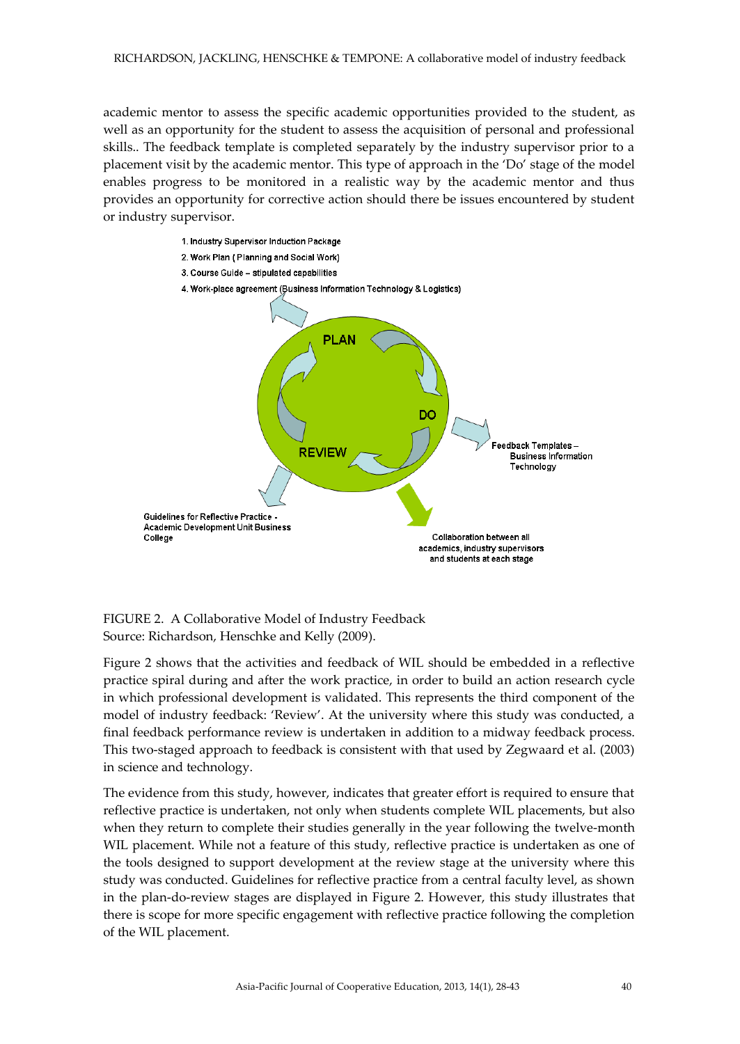academic mentor to assess the specific academic opportunities provided to the student, as well as an opportunity for the student to assess the acquisition of personal and professional skills.. The feedback template is completed separately by the industry supervisor prior to a placement visit by the academic mentor. This type of approach in the 'Do' stage of the model enables progress to be monitored in a realistic way by the academic mentor and thus provides an opportunity for corrective action should there be issues encountered by student or industry supervisor.

1. Industry Supervisor Induction Package
2. Work Plan (Planning and Social Work)
3. Course Guide – stipulated capabilities
4. Work-place agreement (Business Information Technology & Logistics)

PLAN

DO

REVIEW

Feedback Templates – Business Information Technology

Guidelines for Reflective Practice - Academic Development Unit Business College

Collaboration between all academics, industry supervisors and students at each stage

FIGURE 2. A Collaborative Model of Industry Feedback
Source: Richardson, Henschke and Kelly (2009).

Figure 2 shows that the activities and feedback of WIL should be embedded in a reflective practice spiral during and after the work practice, in order to build an action research cycle in which professional development is validated. This represents the third component of the model of industry feedback: 'Review'. At the university where this study was conducted, a final feedback performance review is undertaken in addition to a midway feedback process. This two-staged approach to feedback is consistent with that used by Zegwaard et al. (2003) in science and technology.

The evidence from this study, however, indicates that greater effort is required to ensure that reflective practice is undertaken, not only when students complete WIL placements, but also when they return to complete their studies generally in the year following the twelve-month WIL placement. While not a feature of this study, reflective practice is undertaken as one of the tools designed to support development at the review stage at the university where this study was conducted. Guidelines for reflective practice from a central faculty level, as shown in the plan-do-review stages are displayed in Figure 2. However, this study illustrates that there is scope for more specific engagement with reflective practice following the completion of the WIL placement.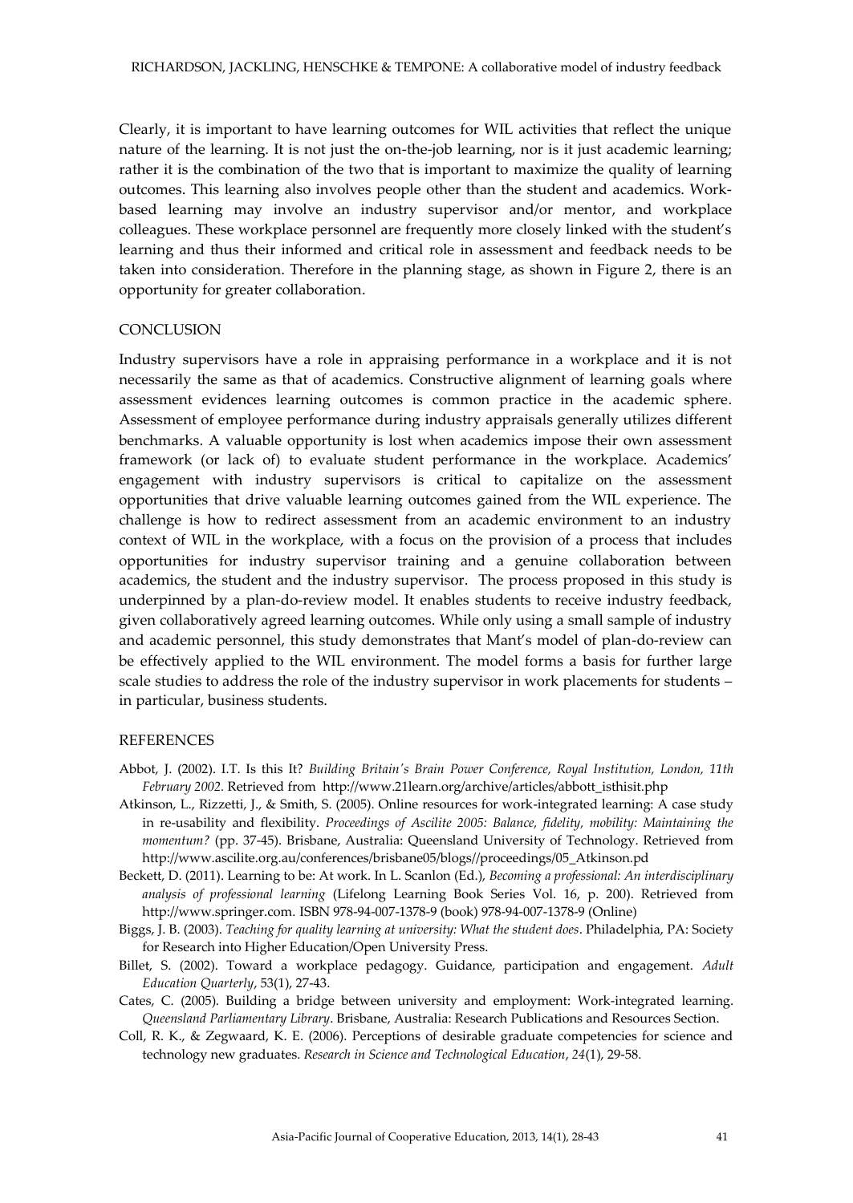Clearly, it is important to have learning outcomes for WIL activities that reflect the unique nature of the learning. It is not just the on-the-job learning, nor is it just academic learning; rather it is the combination of the two that is important to maximize the quality of learning outcomes. This learning also involves people other than the student and academics. Work-based learning may involve an industry supervisor and/or mentor, and workplace colleagues. These workplace personnel are frequently more closely linked with the student's learning and thus their informed and critical role in assessment and feedback needs to be taken into consideration. Therefore in the planning stage, as shown in Figure 2, there is an opportunity for greater collaboration.

## CONCLUSION

Industry supervisors have a role in appraising performance in a workplace and it is not necessarily the same as that of academics. Constructive alignment of learning goals where assessment evidences learning outcomes is common practice in the academic sphere. Assessment of employee performance during industry appraisals generally utilizes different benchmarks. A valuable opportunity is lost when academics impose their own assessment framework (or lack of) to evaluate student performance in the workplace. Academics' engagement with industry supervisors is critical to capitalize on the assessment opportunities that drive valuable learning outcomes gained from the WIL experience. The challenge is how to redirect assessment from an academic environment to an industry context of WIL in the workplace, with a focus on the provision of a process that includes opportunities for industry supervisor training and a genuine collaboration between academics, the student and the industry supervisor. The process proposed in this study is underpinned by a plan-do-review model. It enables students to receive industry feedback, given collaboratively agreed learning outcomes. While only using a small sample of industry and academic personnel, this study demonstrates that Mant's model of plan-do-review can be effectively applied to the WIL environment. The model forms a basis for further large scale studies to address the role of the industry supervisor in work placements for students – in particular, business students.

## REFERENCES

Abbot, J. (2002). I.T. Is this It? *Building Britain's Brain Power Conference, Royal Institution, London, 11th February 2002.* Retrieved from http://www.21learn.org/archive/articles/abbott_isthisit.php

Atkinson, L., Rizzetti, J., & Smith, S. (2005). Online resources for work-integrated learning: A case study in re-usability and flexibility. *Proceedings of Ascilite 2005: Balance, fidelity, mobility: Maintaining the momentum?* (pp. 37-45). Brisbane, Australia: Queensland University of Technology. Retrieved from http://www.ascilite.org.au/conferences/brisbane05/blogs//proceedings/05_Atkinson.pd

Beckett, D. (2011). Learning to be: At work. In L. Scanlon (Ed.), *Becoming a professional: An interdisciplinary analysis of professional learning* (Lifelong Learning Book Series Vol. 16, p. 200). Retrieved from http://www.springer.com. ISBN 978-94-007-1378-9 (book) 978-94-007-1378-9 (Online)

Biggs, J. B. (2003). *Teaching for quality learning at university: What the student does*. Philadelphia, PA: Society for Research into Higher Education/Open University Press.

Billet, S. (2002). Toward a workplace pedagogy. Guidance, participation and engagement. *Adult Education Quarterly*, 53(1), 27-43.

Cates, C. (2005). Building a bridge between university and employment: Work-integrated learning. *Queensland Parliamentary Library*. Brisbane, Australia: Research Publications and Resources Section.

Coll, R. K., & Zegwaard, K. E. (2006). Perceptions of desirable graduate competencies for science and technology new graduates. *Research in Science and Technological Education*, *24*(1), 29-58.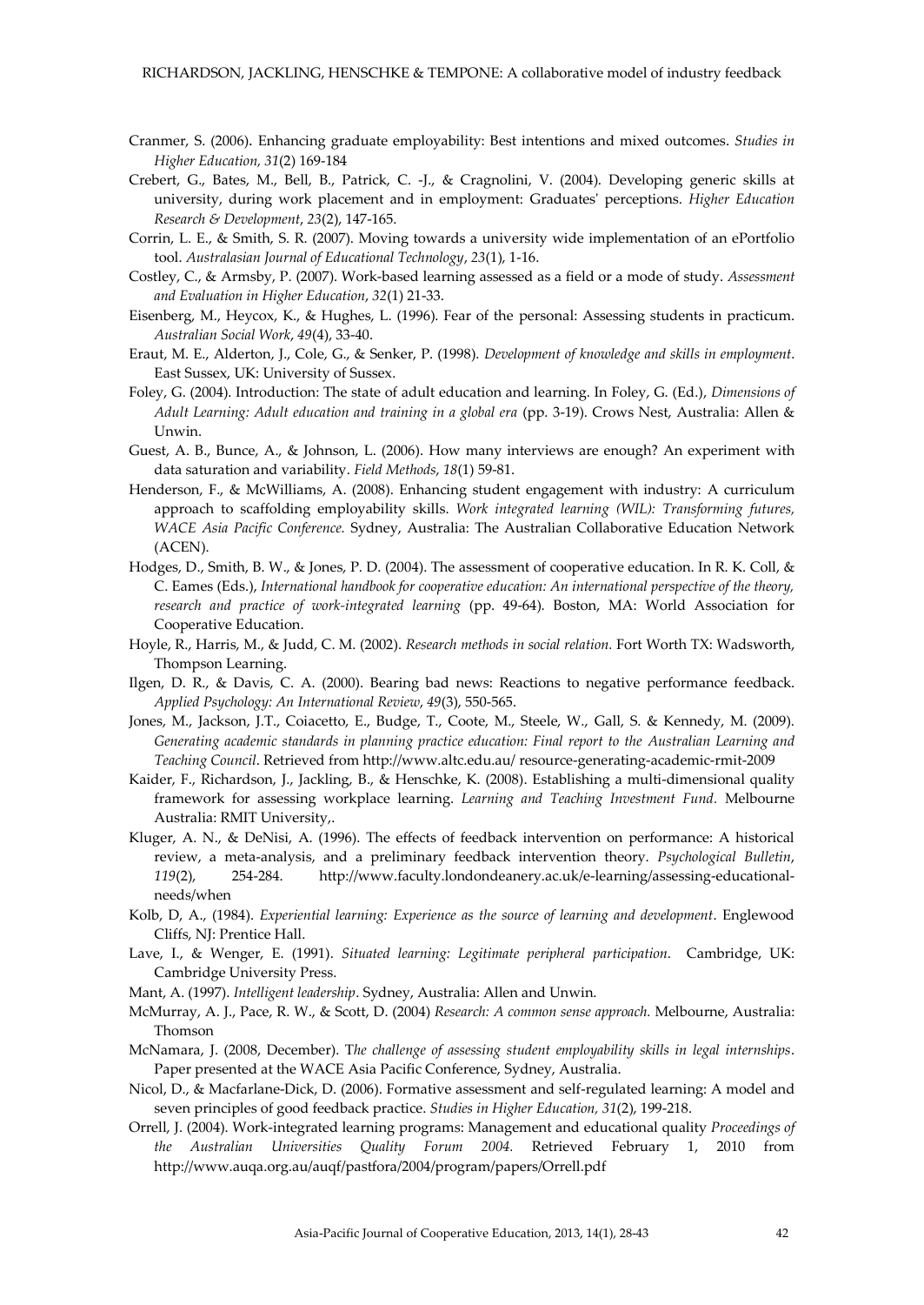Cranmer, S. (2006). Enhancing graduate employability: Best intentions and mixed outcomes. *Studies in Higher Education, 31*(2) 169-184

Crebert, G., Bates, M., Bell, B., Patrick, C. -J., & Cragnolini, V. (2004). Developing generic skills at university, during work placement and in employment: Graduates' perceptions. *Higher Education Research & Development*, *23*(2), 147-165.

Corrin, L. E., & Smith, S. R. (2007). Moving towards a university wide implementation of an ePortfolio tool. *Australasian Journal of Educational Technology*, *23*(1), 1-16.

Costley, C., & Armsby, P. (2007). Work-based learning assessed as a field or a mode of study. *Assessment and Evaluation in Higher Education*, *32*(1) 21-33.

Eisenberg, M., Heycox, K., & Hughes, L. (1996). Fear of the personal: Assessing students in practicum. *Australian Social Work*, *49*(4), 33-40.

Eraut, M. E., Alderton, J., Cole, G., & Senker, P. (1998). *Development of knowledge and skills in employment*. East Sussex, UK: University of Sussex.

Foley, G. (2004). Introduction: The state of adult education and learning. In Foley, G. (Ed.), *Dimensions of Adult Learning: Adult education and training in a global era* (pp. 3-19). Crows Nest, Australia: Allen & Unwin.

Guest, A. B., Bunce, A., & Johnson, L. (2006). How many interviews are enough? An experiment with data saturation and variability. *Field Methods*, *18*(1) 59-81.

Henderson, F., & McWilliams, A. (2008). Enhancing student engagement with industry: A curriculum approach to scaffolding employability skills. *Work integrated learning (WIL): Transforming futures, WACE Asia Pacific Conference.* Sydney, Australia: The Australian Collaborative Education Network (ACEN).

Hodges, D., Smith, B. W., & Jones, P. D. (2004). The assessment of cooperative education. In R. K. Coll, & C. Eames (Eds.), *International handbook for cooperative education: An international perspective of the theory, research and practice of work-integrated learning* (pp. 49-64). Boston, MA: World Association for Cooperative Education.

Hoyle, R., Harris, M., & Judd, C. M. (2002). *Research methods in social relation.* Fort Worth TX: Wadsworth, Thompson Learning.

Ilgen, D. R., & Davis, C. A. (2000). Bearing bad news: Reactions to negative performance feedback. *Applied Psychology: An International Review*, *49*(3), 550-565.

Jones, M., Jackson, J.T., Coiacetto, E., Budge, T., Coote, M., Steele, W., Gall, S. & Kennedy, M. (2009). *Generating academic standards in planning practice education: Final report to the Australian Learning and Teaching Council*. Retrieved from http://www.altc.edu.au/ resource-generating-academic-rmit-2009

Kaider, F., Richardson, J., Jackling, B., & Henschke, K. (2008). Establishing a multi-dimensional quality framework for assessing workplace learning. *Learning and Teaching Investment Fund.* Melbourne Australia: RMIT University,.

Kluger, A. N., & DeNisi, A. (1996). The effects of feedback intervention on performance: A historical review, a meta-analysis, and a preliminary feedback intervention theory. *Psychological Bulletin*, *119*(2), 254-284. http://www.faculty.londondeanery.ac.uk/e-learning/assessing-educational-needs/when

Kolb, D, A., (1984). *Experiential learning: Experience as the source of learning and development*. Englewood Cliffs, NJ: Prentice Hall.

Lave, I., & Wenger, E. (1991). *Situated learning: Legitimate peripheral participation*. Cambridge, UK: Cambridge University Press.

Mant, A. (1997). *Intelligent leadership*. Sydney, Australia: Allen and Unwin.

McMurray, A. J., Pace, R. W., & Scott, D. (2004) *Research: A common sense approach.* Melbourne, Australia: Thomson

McNamara, J. (2008, December). *The challenge of assessing student employability skills in legal internships*. Paper presented at the WACE Asia Pacific Conference, Sydney, Australia.

Nicol, D., & Macfarlane-Dick, D. (2006). Formative assessment and self-regulated learning: A model and seven principles of good feedback practice. *Studies in Higher Education, 31*(2), 199-218.

Orrell, J. (2004). Work-integrated learning programs: Management and educational quality *Proceedings of the Australian Universities Quality Forum 2004.* Retrieved February 1, 2010 from http://www.auqa.org.au/auqf/pastfora/2004/program/papers/Orrell.pdf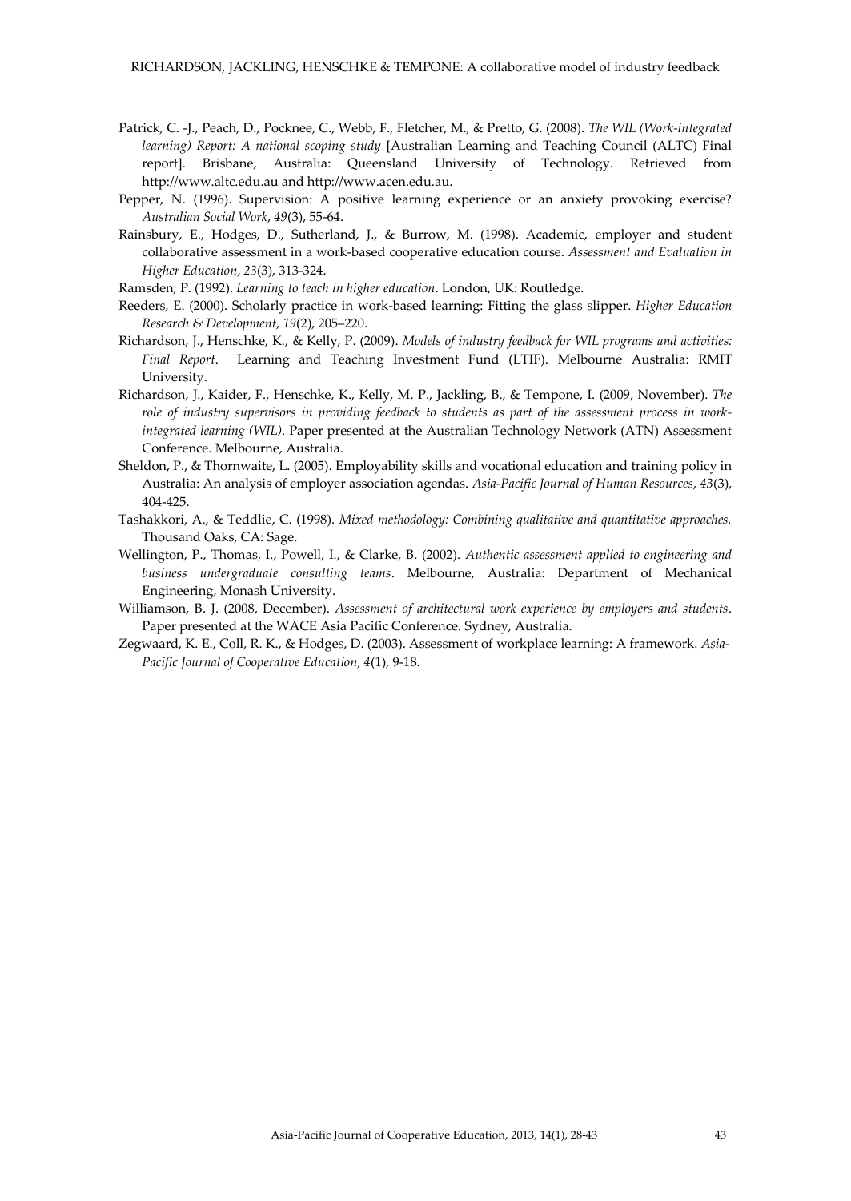Patrick, C. -J., Peach, D., Pocknee, C., Webb, F., Fletcher, M., & Pretto, G. (2008). *The WIL (Work-integrated learning) Report: A national scoping study* [Australian Learning and Teaching Council (ALTC) Final report]. Brisbane, Australia: Queensland University of Technology. Retrieved from http://www.altc.edu.au and http://www.acen.edu.au.

Pepper, N. (1996). Supervision: A positive learning experience or an anxiety provoking exercise? *Australian Social Work*, *49*(3), 55-64.

Rainsbury, E., Hodges, D., Sutherland, J., & Burrow, M. (1998). Academic, employer and student collaborative assessment in a work-based cooperative education course. *Assessment and Evaluation in Higher Education*, *23*(3), 313-324.

Ramsden, P. (1992). *Learning to teach in higher education*. London, UK: Routledge.

Reeders, E. (2000). Scholarly practice in work-based learning: Fitting the glass slipper. *Higher Education Research & Development*, *19*(2), 205–220.

Richardson, J., Henschke, K., & Kelly, P. (2009). *Models of industry feedback for WIL programs and activities: Final Report*. Learning and Teaching Investment Fund (LTIF). Melbourne Australia: RMIT University.

Richardson, J., Kaider, F., Henschke, K., Kelly, M. P., Jackling, B., & Tempone, I. (2009, November). *The role of industry supervisors in providing feedback to students as part of the assessment process in work-integrated learning (WIL)*. Paper presented at the Australian Technology Network (ATN) Assessment Conference. Melbourne, Australia.

Sheldon, P., & Thornwaite, L. (2005). Employability skills and vocational education and training policy in Australia: An analysis of employer association agendas. *Asia-Pacific Journal of Human Resources*, *43*(3), 404-425.

Tashakkori, A., & Teddlie, C. (1998). *Mixed methodology: Combining qualitative and quantitative approaches.* Thousand Oaks, CA: Sage.

Wellington, P., Thomas, I., Powell, I., & Clarke, B. (2002). *Authentic assessment applied to engineering and business undergraduate consulting teams*. Melbourne, Australia: Department of Mechanical Engineering, Monash University.

Williamson, B. J. (2008, December). *Assessment of architectural work experience by employers and students*. Paper presented at the WACE Asia Pacific Conference. Sydney, Australia.

Zegwaard, K. E., Coll, R. K., & Hodges, D. (2003). Assessment of workplace learning: A framework. *Asia-Pacific Journal of Cooperative Education*, *4*(1), 9-18.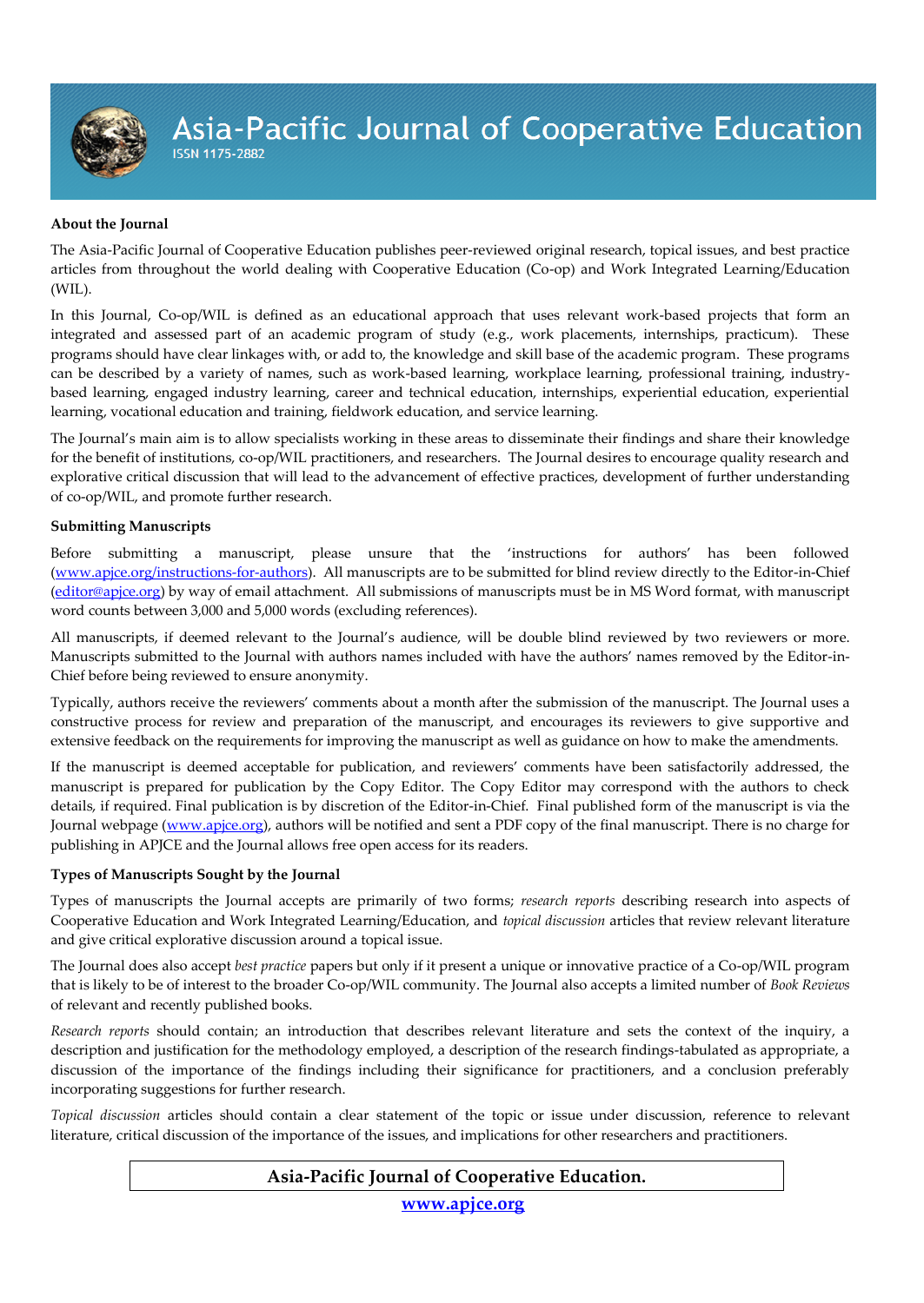# Asia-Pacific Journal of Cooperative Education

ISSN 1175-2882

**About the Journal**

The Asia-Pacific Journal of Cooperative Education publishes peer-reviewed original research, topical issues, and best practice articles from throughout the world dealing with Cooperative Education (Co-op) and Work Integrated Learning/Education (WIL).

In this Journal, Co-op/WIL is defined as an educational approach that uses relevant work-based projects that form an integrated and assessed part of an academic program of study (e.g., work placements, internships, practicum). These programs should have clear linkages with, or add to, the knowledge and skill base of the academic program. These programs can be described by a variety of names, such as work-based learning, workplace learning, professional training, industry-based learning, engaged industry learning, career and technical education, internships, experiential education, experiential learning, vocational education and training, fieldwork education, and service learning.

The Journal's main aim is to allow specialists working in these areas to disseminate their findings and share their knowledge for the benefit of institutions, co-op/WIL practitioners, and researchers. The Journal desires to encourage quality research and explorative critical discussion that will lead to the advancement of effective practices, development of further understanding of co-op/WIL, and promote further research.

**Submitting Manuscripts**

Before submitting a manuscript, please unsure that the 'instructions for authors' has been followed (www.apjce.org/instructions-for-authors). All manuscripts are to be submitted for blind review directly to the Editor-in-Chief (editor@apjce.org) by way of email attachment. All submissions of manuscripts must be in MS Word format, with manuscript word counts between 3,000 and 5,000 words (excluding references).

All manuscripts, if deemed relevant to the Journal's audience, will be double blind reviewed by two reviewers or more. Manuscripts submitted to the Journal with authors names included with have the authors' names removed by the Editor-in-Chief before being reviewed to ensure anonymity.

Typically, authors receive the reviewers' comments about a month after the submission of the manuscript. The Journal uses a constructive process for review and preparation of the manuscript, and encourages its reviewers to give supportive and extensive feedback on the requirements for improving the manuscript as well as guidance on how to make the amendments.

If the manuscript is deemed acceptable for publication, and reviewers' comments have been satisfactorily addressed, the manuscript is prepared for publication by the Copy Editor. The Copy Editor may correspond with the authors to check details, if required. Final publication is by discretion of the Editor-in-Chief. Final published form of the manuscript is via the Journal webpage (www.apjce.org), authors will be notified and sent a PDF copy of the final manuscript. There is no charge for publishing in APJCE and the Journal allows free open access for its readers.

**Types of Manuscripts Sought by the Journal**

Types of manuscripts the Journal accepts are primarily of two forms; *research reports* describing research into aspects of Cooperative Education and Work Integrated Learning/Education, and *topical discussion* articles that review relevant literature and give critical explorative discussion around a topical issue.

The Journal does also accept *best practice* papers but only if it present a unique or innovative practice of a Co-op/WIL program that is likely to be of interest to the broader Co-op/WIL community. The Journal also accepts a limited number of *Book Reviews* of relevant and recently published books.

*Research reports* should contain; an introduction that describes relevant literature and sets the context of the inquiry, a description and justification for the methodology employed, a description of the research findings-tabulated as appropriate, a discussion of the importance of the findings including their significance for practitioners, and a conclusion preferably incorporating suggestions for further research.

*Topical discussion* articles should contain a clear statement of the topic or issue under discussion, reference to relevant literature, critical discussion of the importance of the issues, and implications for other researchers and practitioners.

**Asia-Pacific Journal of Cooperative Education.**

www.apjce.org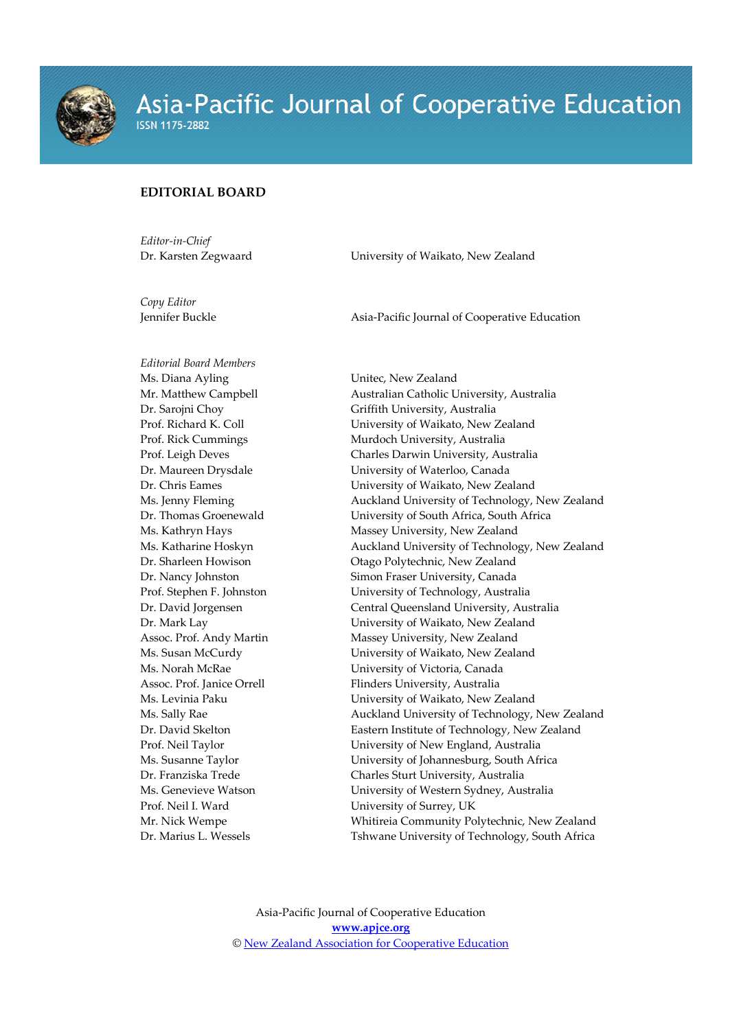# Asia-Pacific Journal of Cooperative Education

ISSN 1175-2882

## EDITORIAL BOARD

*Editor-in-Chief*

| | |
|---|---|
| Dr. Karsten Zegwaard | University of Waikato, New Zealand |

*Copy Editor*

| | |
|---|---|
| Jennifer Buckle | Asia-Pacific Journal of Cooperative Education |

*Editorial Board Members*

| | |
|---|---|
| Ms. Diana Ayling | Unitec, New Zealand |
| Mr. Matthew Campbell | Australian Catholic University, Australia |
| Dr. Sarojni Choy | Griffith University, Australia |
| Prof. Richard K. Coll | University of Waikato, New Zealand |
| Prof. Rick Cummings | Murdoch University, Australia |
| Prof. Leigh Deves | Charles Darwin University, Australia |
| Dr. Maureen Drysdale | University of Waterloo, Canada |
| Dr. Chris Eames | University of Waikato, New Zealand |
| Ms. Jenny Fleming | Auckland University of Technology, New Zealand |
| Dr. Thomas Groenewald | University of South Africa, South Africa |
| Ms. Kathryn Hays | Massey University, New Zealand |
| Ms. Katharine Hoskyn | Auckland University of Technology, New Zealand |
| Dr. Sharleen Howison | Otago Polytechnic, New Zealand |
| Dr. Nancy Johnston | Simon Fraser University, Canada |
| Prof. Stephen F. Johnston | University of Technology, Australia |
| Dr. David Jorgensen | Central Queensland University, Australia |
| Dr. Mark Lay | University of Waikato, New Zealand |
| Assoc. Prof. Andy Martin | Massey University, New Zealand |
| Ms. Susan McCurdy | University of Waikato, New Zealand |
| Ms. Norah McRae | University of Victoria, Canada |
| Assoc. Prof. Janice Orrell | Flinders University, Australia |
| Ms. Levinia Paku | University of Waikato, New Zealand |
| Ms. Sally Rae | Auckland University of Technology, New Zealand |
| Dr. David Skelton | Eastern Institute of Technology, New Zealand |
| Prof. Neil Taylor | University of New England, Australia |
| Ms. Susanne Taylor | University of Johannesburg, South Africa |
| Dr. Franziska Trede | Charles Sturt University, Australia |
| Ms. Genevieve Watson | University of Western Sydney, Australia |
| Prof. Neil I. Ward | University of Surrey, UK |
| Mr. Nick Wempe | Whitireia Community Polytechnic, New Zealand |
| Dr. Marius L. Wessels | Tshwane University of Technology, South Africa |

Asia-Pacific Journal of Cooperative Education

**www.apjce.org**

© New Zealand Association for Cooperative Education